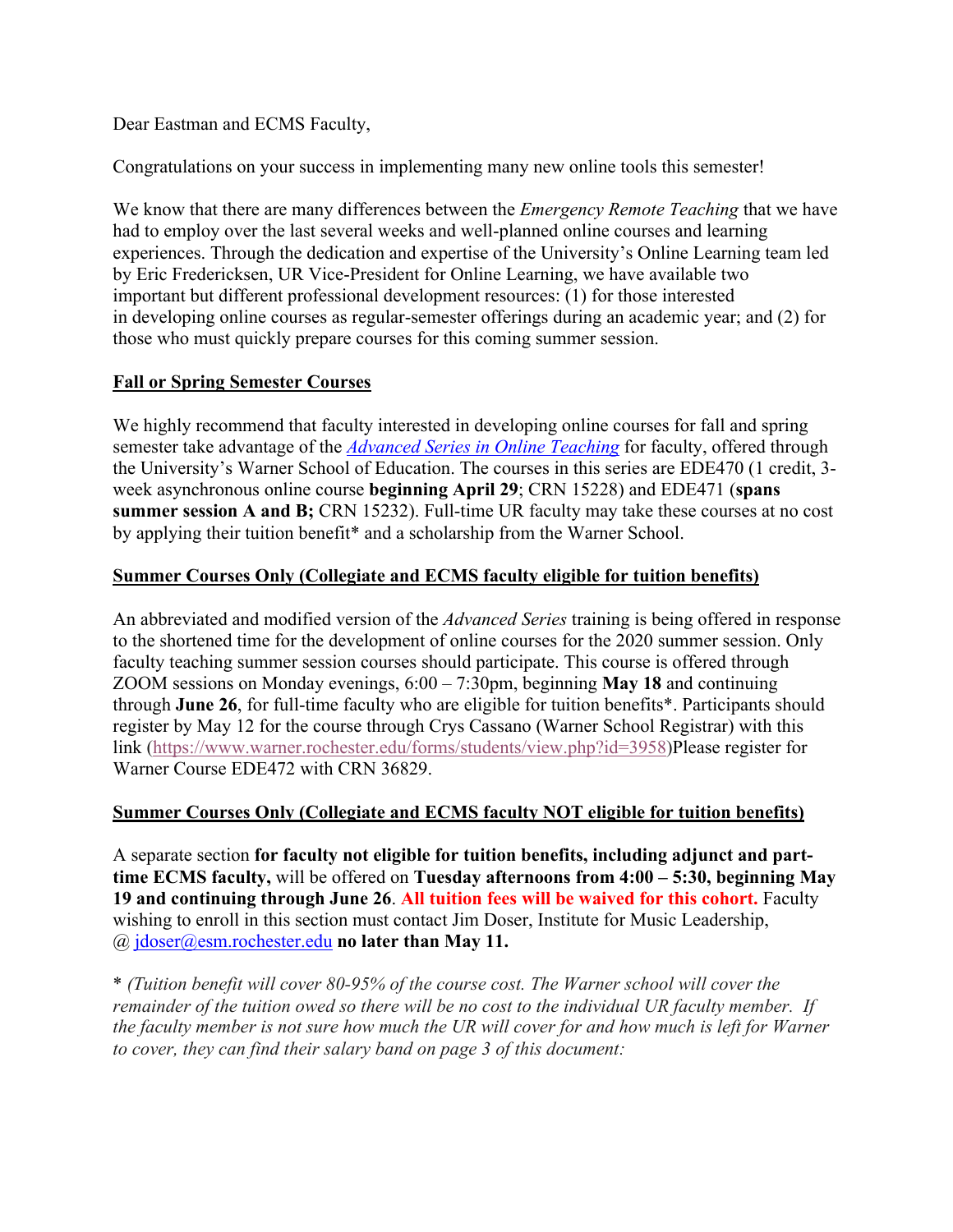Dear Eastman and ECMS Faculty,

Congratulations on your success in implementing many new online tools this semester!

We know that there are many differences between the *Emergency Remote Teaching* that we have had to employ over the last several weeks and well-planned online courses and learning experiences. Through the dedication and expertise of the University's Online Learning team led by Eric Fredericksen, UR Vice-President for Online Learning, we have available two important but different professional development resources: (1) for those interested in developing online courses as regular-semester offerings during an academic year; and (2) for those who must quickly prepare courses for this coming summer session.

**Fall or Spring Semester Courses**

We highly recommend that faculty interested in developing online courses for fall and spring semester take advantage of the *Advanced Series in Online Teaching* for faculty, offered through the University's Warner School of Education. The courses in this series are EDE470 (1 credit, 3-week asynchronous online course **beginning April 29**; CRN 15228) and EDE471 (**spans summer session A and B;** CRN 15232). Full-time UR faculty may take these courses at no cost by applying their tuition benefit* and a scholarship from the Warner School.

**Summer Courses Only (Collegiate and ECMS faculty eligible for tuition benefits)**

An abbreviated and modified version of the *Advanced Series* training is being offered in response to the shortened time for the development of online courses for the 2020 summer session. Only faculty teaching summer session courses should participate. This course is offered through ZOOM sessions on Monday evenings, 6:00 – 7:30pm, beginning **May 18** and continuing through **June 26**, for full-time faculty who are eligible for tuition benefits*. Participants should register by May 12 for the course through Crys Cassano (Warner School Registrar) with this link (https://www.warner.rochester.edu/forms/students/view.php?id=3958)Please register for Warner Course EDE472 with CRN 36829.

**Summer Courses Only (Collegiate and ECMS faculty NOT eligible for tuition benefits)**

A separate section **for faculty not eligible for tuition benefits, including adjunct and part-time ECMS faculty,** will be offered on **Tuesday afternoons from 4:00 – 5:30, beginning May 19 and continuing through June 26**. **All tuition fees will be waived for this cohort.** Faculty wishing to enroll in this section must contact Jim Doser, Institute for Music Leadership, @ jdoser@esm.rochester.edu **no later than May 11.**

* *(Tuition benefit will cover 80-95% of the course cost. The Warner school will cover the remainder of the tuition owed so there will be no cost to the individual UR faculty member. If the faculty member is not sure how much the UR will cover for and how much is left for Warner to cover, they can find their salary band on page 3 of this document:*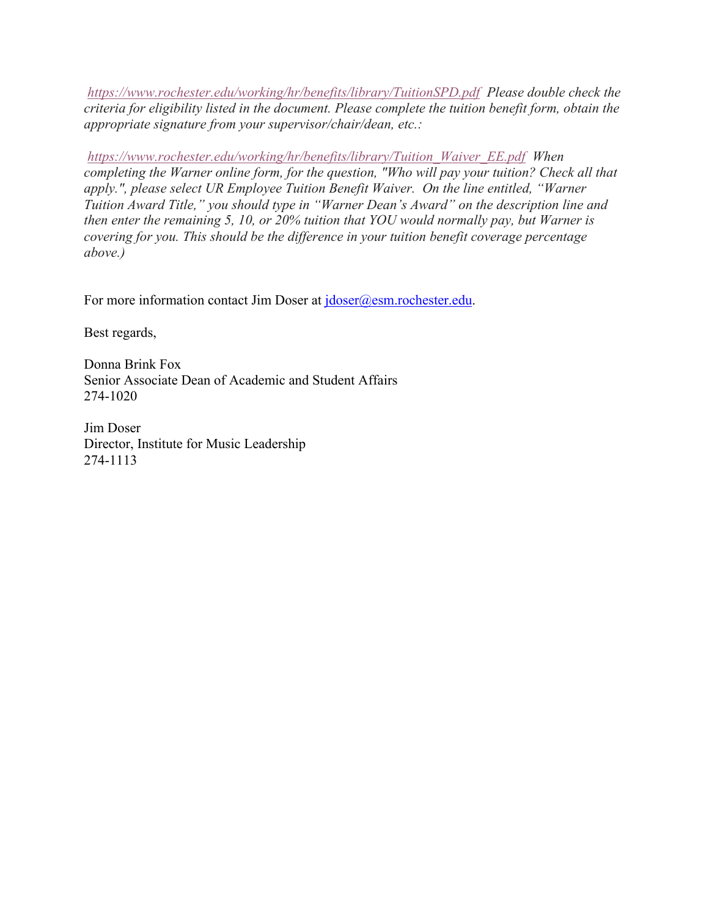*https://www.rochester.edu/working/hr/benefits/library/TuitionSPD.pdf Please double check the criteria for eligibility listed in the document. Please complete the tuition benefit form, obtain the appropriate signature from your supervisor/chair/dean, etc.:*

*https://www.rochester.edu/working/hr/benefits/library/Tuition_Waiver_EE.pdf When completing the Warner online form, for the question, "Who will pay your tuition? Check all that apply.", please select UR Employee Tuition Benefit Waiver. On the line entitled, "Warner Tuition Award Title," you should type in "Warner Dean's Award" on the description line and then enter the remaining 5, 10, or 20% tuition that YOU would normally pay, but Warner is covering for you. This should be the difference in your tuition benefit coverage percentage above.)*

For more information contact Jim Doser at jdoser@esm.rochester.edu.

Best regards,

Donna Brink Fox
Senior Associate Dean of Academic and Student Affairs
274-1020

Jim Doser
Director, Institute for Music Leadership
274-1113